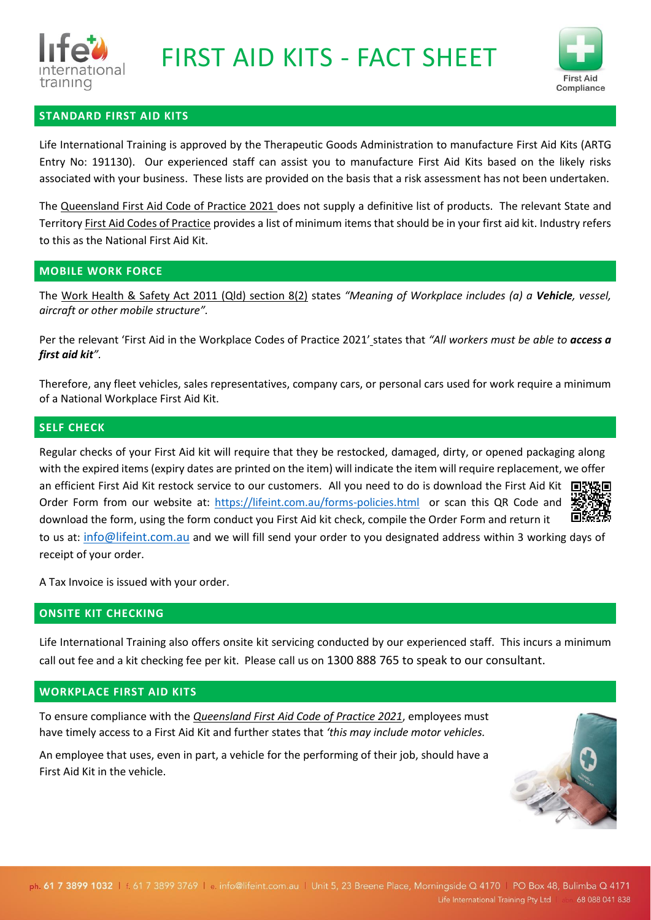# FIRST AID KITS - FACT SHEET

## STANDARD FIRST AID KITS

Life International Training is approved by the Therapeutic Goods Administration to manufacture First Aid Kits (ARTG Entry No: 191130). Our experienced staff can assist you to manufacture First Aid Kits based on the likely risks associated with your business. These lists are provided on the basis that a risk assessment has not been undertaken.

The Queensland First Aid Code of Practice 2021 does not supply a definitive list of products. The relevant State and Territory First Aid Codes of Practice provides a list of minimum items that should be in your first aid kit. Industry refers to this as the National First Aid Kit.

## MOBILE WORK FORCE

The Work Health & Safety Act 2011 (Qld) section 8(2) states *"Meaning of Workplace includes (a) a **Vehicle**, vessel, aircraft or other mobile structure".*

Per the relevant 'First Aid in the Workplace Codes of Practice 2021' states that *"All workers must be able to **access a first aid kit**".*

Therefore, any fleet vehicles, sales representatives, company cars, or personal cars used for work require a minimum of a National Workplace First Aid Kit.

## SELF CHECK

Regular checks of your First Aid kit will require that they be restocked, damaged, dirty, or opened packaging along with the expired items (expiry dates are printed on the item) will indicate the item will require replacement, we offer an efficient First Aid Kit restock service to our customers. All you need to do is download the First Aid Kit Order Form from our website at: https://lifeint.com.au/forms-policies.html or scan this QR Code and download the form, using the form conduct you First Aid kit check, compile the Order Form and return it to us at: info@lifeint.com.au and we will fill send your order to you designated address within 3 working days of receipt of your order.

A Tax Invoice is issued with your order.

## ONSITE KIT CHECKING

Life International Training also offers onsite kit servicing conducted by our experienced staff. This incurs a minimum call out fee and a kit checking fee per kit. Please call us on 1300 888 765 to speak to our consultant.

## WORKPLACE FIRST AID KITS

To ensure compliance with the *Queensland First Aid Code of Practice 2021*, employees must have timely access to a First Aid Kit and further states that *'this may include motor vehicles.*

An employee that uses, even in part, a vehicle for the performing of their job, should have a First Aid Kit in the vehicle.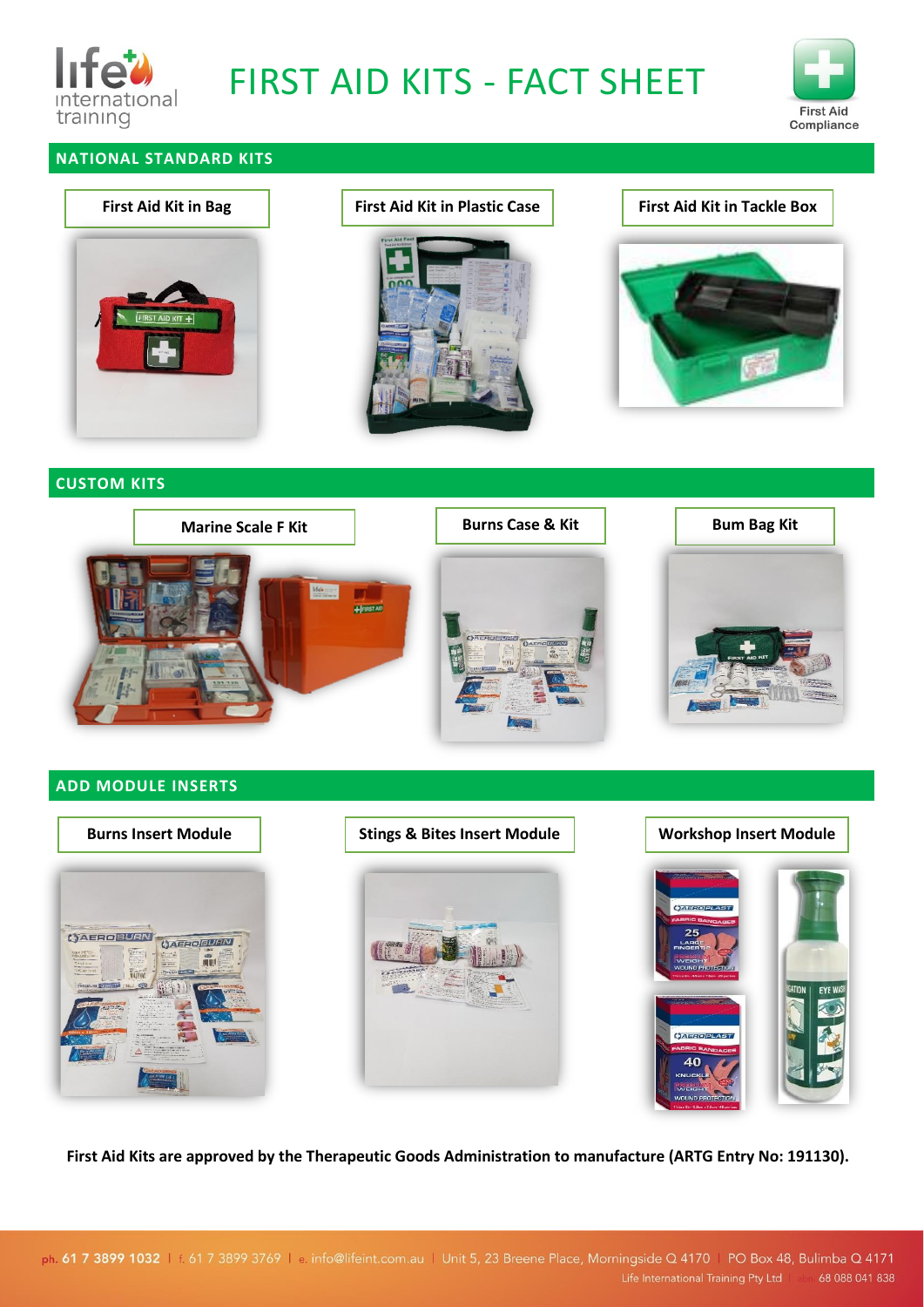# FIRST AID KITS - FACT SHEET

First Aid Compliance

## NATIONAL STANDARD KITS

**First Aid Kit in Bag**

**First Aid Kit in Plastic Case**

**First Aid Kit in Tackle Box**

## CUSTOM KITS

**Marine Scale F Kit**

**Burns Case & Kit**

**Bum Bag Kit**

## ADD MODULE INSERTS

**Burns Insert Module**

**Stings & Bites Insert Module**

**Workshop Insert Module**

**First Aid Kits are approved by the Therapeutic Goods Administration to manufacture (ARTG Entry No: 191130).**

ph. 61 7 3899 1032 | f. 61 7 3899 3769 | e. info@lifeint.com.au | Unit 5, 23 Breene Place, Morningside Q 4170 | PO Box 48, Bulimba Q 4171

Life International Training Pty Ltd | abn 68 088 041 838